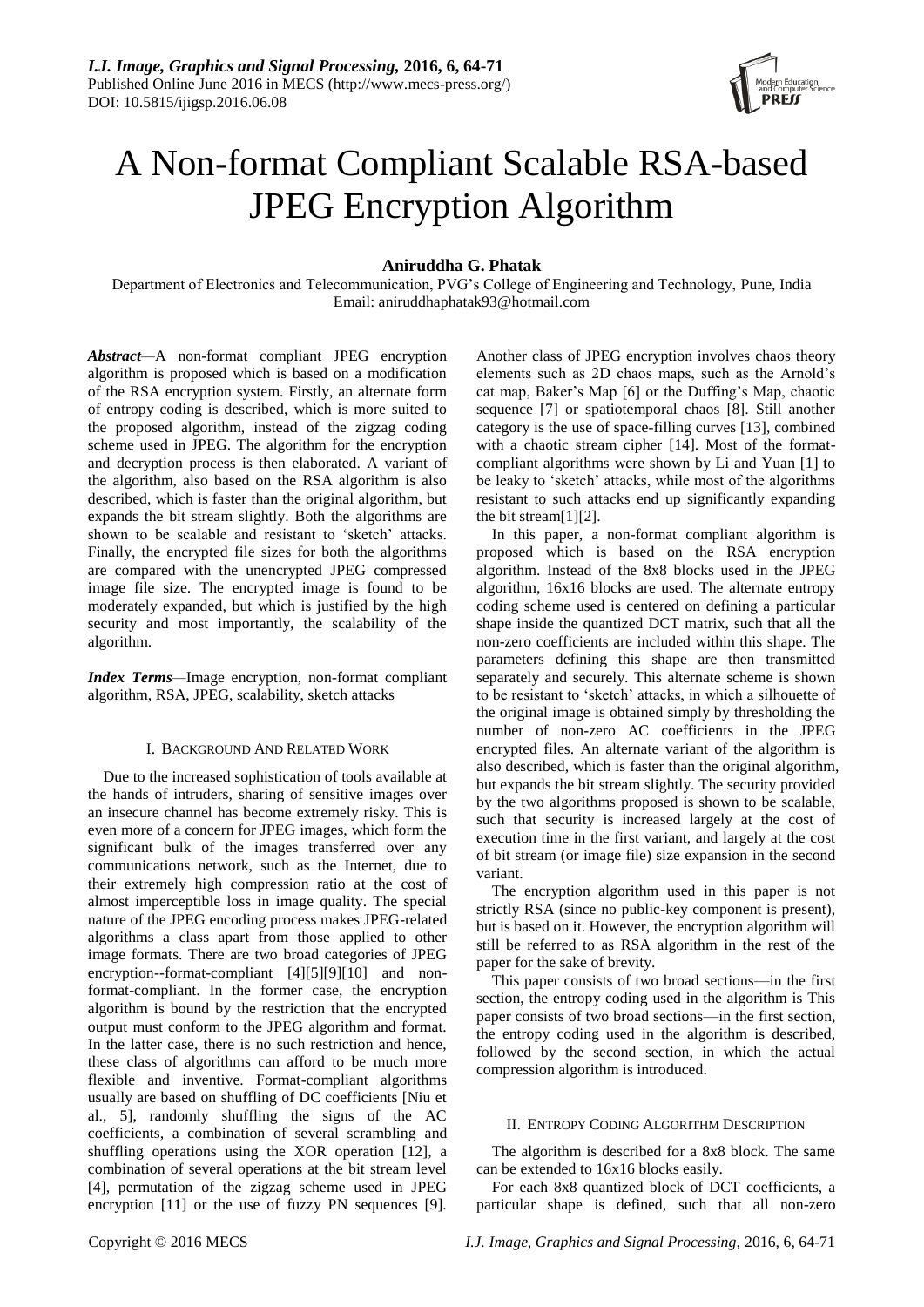# A Non-format Compliant Scalable RSA-based JPEG Encryption Algorithm

**Aniruddha G. Phatak**

Department of Electronics and Telecommunication, PVG's College of Engineering and Technology, Pune, India
Email: aniruddhaphatak93@hotmail.com

***Abstract***—A non-format compliant JPEG encryption algorithm is proposed which is based on a modification of the RSA encryption system. Firstly, an alternate form of entropy coding is described, which is more suited to the proposed algorithm, instead of the zigzag coding scheme used in JPEG. The algorithm for the encryption and decryption process is then elaborated. A variant of the algorithm, also based on the RSA algorithm is also described, which is faster than the original algorithm, but expands the bit stream slightly. Both the algorithms are shown to be scalable and resistant to 'sketch' attacks. Finally, the encrypted file sizes for both the algorithms are compared with the unencrypted JPEG compressed image file size. The encrypted image is found to be moderately expanded, but which is justified by the high security and most importantly, the scalability of the algorithm.

***Index Terms***—Image encryption, non-format compliant algorithm, RSA, JPEG, scalability, sketch attacks

## I. Background And Related Work

Due to the increased sophistication of tools available at the hands of intruders, sharing of sensitive images over an insecure channel has become extremely risky. This is even more of a concern for JPEG images, which form the significant bulk of the images transferred over any communications network, such as the Internet, due to their extremely high compression ratio at the cost of almost imperceptible loss in image quality. The special nature of the JPEG encoding process makes JPEG-related algorithms a class apart from those applied to other image formats. There are two broad categories of JPEG encryption--format-compliant [4][5][9][10] and non-format-compliant. In the former case, the encryption algorithm is bound by the restriction that the encrypted output must conform to the JPEG algorithm and format. In the latter case, there is no such restriction and hence, these class of algorithms can afford to be much more flexible and inventive. Format-compliant algorithms usually are based on shuffling of DC coefficients [Niu et al., 5], randomly shuffling the signs of the AC coefficients, a combination of several scrambling and shuffling operations using the XOR operation [12], a combination of several operations at the bit stream level [4], permutation of the zigzag scheme used in JPEG encryption [11] or the use of fuzzy PN sequences [9]. Another class of JPEG encryption involves chaos theory elements such as 2D chaos maps, such as the Arnold's cat map, Baker's Map [6] or the Duffing's Map, chaotic sequence [7] or spatiotemporal chaos [8]. Still another category is the use of space-filling curves [13], combined with a chaotic stream cipher [14]. Most of the format-compliant algorithms were shown by Li and Yuan [1] to be leaky to 'sketch' attacks, while most of the algorithms resistant to such attacks end up significantly expanding the bit stream[1][2].

In this paper, a non-format compliant algorithm is proposed which is based on the RSA encryption algorithm. Instead of the 8x8 blocks used in the JPEG algorithm, 16x16 blocks are used. The alternate entropy coding scheme used is centered on defining a particular shape inside the quantized DCT matrix, such that all the non-zero coefficients are included within this shape. The parameters defining this shape are then transmitted separately and securely. This alternate scheme is shown to be resistant to 'sketch' attacks, in which a silhouette of the original image is obtained simply by thresholding the number of non-zero AC coefficients in the JPEG encrypted files. An alternate variant of the algorithm is also described, which is faster than the original algorithm, but expands the bit stream slightly. The security provided by the two algorithms proposed is shown to be scalable, such that security is increased largely at the cost of execution time in the first variant, and largely at the cost of bit stream (or image file) size expansion in the second variant.

The encryption algorithm used in this paper is not strictly RSA (since no public-key component is present), but is based on it. However, the encryption algorithm will still be referred to as RSA algorithm in the rest of the paper for the sake of brevity.

This paper consists of two broad sections—in the first section, the entropy coding used in the algorithm is This paper consists of two broad sections—in the first section, the entropy coding used in the algorithm is described, followed by the second section, in which the actual compression algorithm is introduced.

## II. Entropy Coding Algorithm Description

The algorithm is described for a 8x8 block. The same can be extended to 16x16 blocks easily.

For each 8x8 quantized block of DCT coefficients, a particular shape is defined, such that all non-zero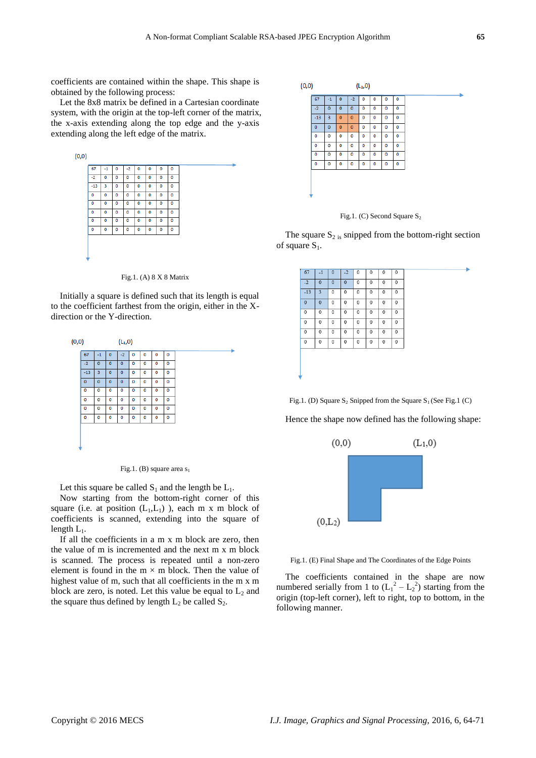coefficients are contained within the shape. This shape is obtained by the following process:

Let the 8x8 matrix be defined in a Cartesian coordinate system, with the origin at the top-left corner of the matrix, the x-axis extending along the top edge and the y-axis extending along the left edge of the matrix.

(0,0)

| 67 | -1 | 0 | -2 | 0 | 0 | 0 | 0 |
|---|---|---|---|---|---|---|---|
| -2 | 0 | 0 | 0 | 0 | 0 | 0 | 0 |
| -13 | 3 | 0 | 0 | 0 | 0 | 0 | 0 |
| 0 | 0 | 0 | 0 | 0 | 0 | 0 | 0 |
| 0 | 0 | 0 | 0 | 0 | 0 | 0 | 0 |
| 0 | 0 | 0 | 0 | 0 | 0 | 0 | 0 |
| 0 | 0 | 0 | 0 | 0 | 0 | 0 | 0 |
| 0 | 0 | 0 | 0 | 0 | 0 | 0 | 0 |

Fig.1. (A) 8 X 8 Matrix

Initially a square is defined such that its length is equal to the coefficient farthest from the origin, either in the X-direction or the Y-direction.

(0,0) $(L_1,0)$

| 67 | -1 | 0 | -2 | 0 | 0 | 0 | 0 |
|---|---|---|---|---|---|---|---|
| -2 | 0 | 0 | 0 | 0 | 0 | 0 | 0 |
| -13 | 3 | 0 | 0 | 0 | 0 | 0 | 0 |
| 0 | 0 | 0 | 0 | 0 | 0 | 0 | 0 |
| 0 | 0 | 0 | 0 | 0 | 0 | 0 | 0 |
| 0 | 0 | 0 | 0 | 0 | 0 | 0 | 0 |
| 0 | 0 | 0 | 0 | 0 | 0 | 0 | 0 |
| 0 | 0 | 0 | 0 | 0 | 0 | 0 | 0 |

Fig.1. (B) square area $s_1$

Let this square be called $S_1$ and the length be $L_1$.

Now starting from the bottom-right corner of this square (i.e. at position $(L_1,L_1)$ ), each m x m block of coefficients is scanned, extending into the square of length $L_1$.

If all the coefficients in a m x m block are zero, then the value of m is incremented and the next m x m block is scanned. The process is repeated until a non-zero element is found in the $m \times m$ block. Then the value of highest value of m, such that all coefficients in the m x m block are zero, is noted. Let this value be equal to $L_2$ and the square thus defined by length $L_2$ be called $S_2$.

(0,0) $(L_1,0)$

| 67 | -1 | 0 | -2 | 0 | 0 | 0 | 0 |
|---|---|---|---|---|---|---|---|
| -2 | 0 | 0 | 0 | 0 | 0 | 0 | 0 |
| -13 | 3 | 0 | 0 | 0 | 0 | 0 | 0 |
| 0 | 0 | 0 | 0 | 0 | 0 | 0 | 0 |
| 0 | 0 | 0 | 0 | 0 | 0 | 0 | 0 |
| 0 | 0 | 0 | 0 | 0 | 0 | 0 | 0 |
| 0 | 0 | 0 | 0 | 0 | 0 | 0 | 0 |
| 0 | 0 | 0 | 0 | 0 | 0 | 0 | 0 |

Fig.1. (C) Second Square $S_2$

The square $S_2$ is snipped from the bottom-right section of square $S_1$.

| 67 | -1 | 0 | -2 | 0 | 0 | 0 | 0 |
|---|---|---|---|---|---|---|---|
| -2 | 0 | 0 | 0 | 0 | 0 | 0 | 0 |
| -13 | 3 | 0 | 0 | 0 | 0 | 0 | 0 |
| 0 | 0 | 0 | 0 | 0 | 0 | 0 | 0 |
| 0 | 0 | 0 | 0 | 0 | 0 | 0 | 0 |
| 0 | 0 | 0 | 0 | 0 | 0 | 0 | 0 |
| 0 | 0 | 0 | 0 | 0 | 0 | 0 | 0 |
| 0 | 0 | 0 | 0 | 0 | 0 | 0 | 0 |

Fig.1. (D) Square $S_2$ Snipped from the Square $S_1$ (See Fig.1 (C)

Hence the shape now defined has the following shape:

(0,0) $(L_1,0)$

$(0,L_2)$

Fig.1. (E) Final Shape and The Coordinates of the Edge Points

The coefficients contained in the shape are now numbered serially from 1 to $(L_1^2 - L_2^2)$ starting from the origin (top-left corner), left to right, top to bottom, in the following manner.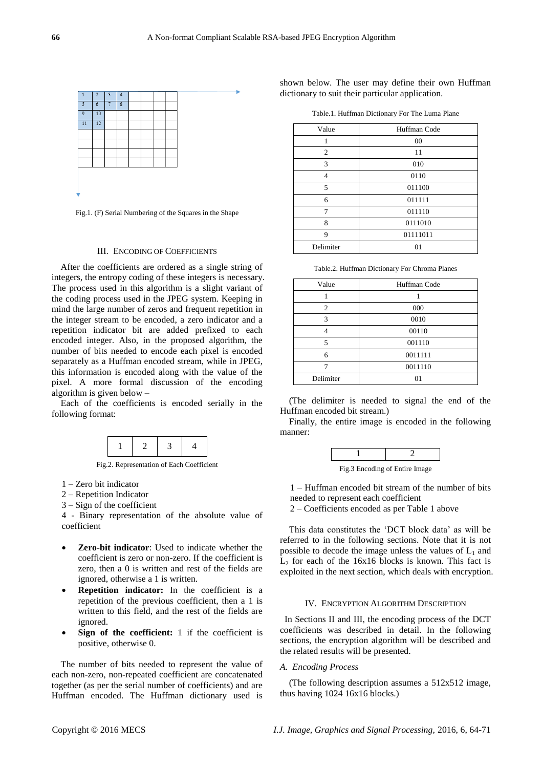Fig.1. (F) Serial Numbering of the Squares in the Shape

## III. Encoding of Coefficients

After the coefficients are ordered as a single string of integers, the entropy coding of these integers is necessary. The process used in this algorithm is a slight variant of the coding process used in the JPEG system. Keeping in mind the large number of zeros and frequent repetition in the integer stream to be encoded, a zero indicator and a repetition indicator bit are added prefixed to each encoded integer. Also, in the proposed algorithm, the number of bits needed to encode each pixel is encoded separately as a Huffman encoded stream, while in JPEG, this information is encoded along with the value of the pixel. A more formal discussion of the encoding algorithm is given below –

Each of the coefficients is encoded serially in the following format:

| 1 | 2 | 3 | 4 |
|---|---|---|---|

Fig.2. Representation of Each Coefficient

1 – Zero bit indicator
2 – Repetition Indicator
3 – Sign of the coefficient
4 - Binary representation of the absolute value of coefficient

- **Zero-bit indicator**: Used to indicate whether the coefficient is zero or non-zero. If the coefficient is zero, then a 0 is written and rest of the fields are ignored, otherwise a 1 is written.
- **Repetition indicator:** In the coefficient is a repetition of the previous coefficient, then a 1 is written to this field, and the rest of the fields are ignored.
- **Sign of the coefficient:** 1 if the coefficient is positive, otherwise 0.

The number of bits needed to represent the value of each non-zero, non-repeated coefficient are concatenated together (as per the serial number of coefficients) and are Huffman encoded. The Huffman dictionary used is shown below. The user may define their own Huffman dictionary to suit their particular application.

Table.1. Huffman Dictionary For The Luma Plane

| Value | Huffman Code |
|---|---|
| 1 | 00 |
| 2 | 11 |
| 3 | 010 |
| 4 | 0110 |
| 5 | 011100 |
| 6 | 011111 |
| 7 | 011110 |
| 8 | 0111010 |
| 9 | 01111011 |
| Delimiter | 01 |

Table.2. Huffman Dictionary For Chroma Planes

| Value | Huffman Code |
|---|---|
| 1 | 1 |
| 2 | 000 |
| 3 | 0010 |
| 4 | 00110 |
| 5 | 001110 |
| 6 | 0011111 |
| 7 | 0011110 |
| Delimiter | 01 |

(The delimiter is needed to signal the end of the Huffman encoded bit stream.)

Finally, the entire image is encoded in the following manner:

| 1 | 2 |
|---|---|

Fig.3 Encoding of Entire Image

1 – Huffman encoded bit stream of the number of bits needed to represent each coefficient
2 – Coefficients encoded as per Table 1 above

This data constitutes the 'DCT block data' as will be referred to in the following sections. Note that it is not possible to decode the image unless the values of $L_1$ and $L_2$ for each of the 16x16 blocks is known. This fact is exploited in the next section, which deals with encryption.

## IV. Encryption Algorithm Description

In Sections II and III, the encoding process of the DCT coefficients was described in detail. In the following sections, the encryption algorithm will be described and the related results will be presented.

### *A. Encoding Process*

(The following description assumes a 512x512 image, thus having 1024 16x16 blocks.)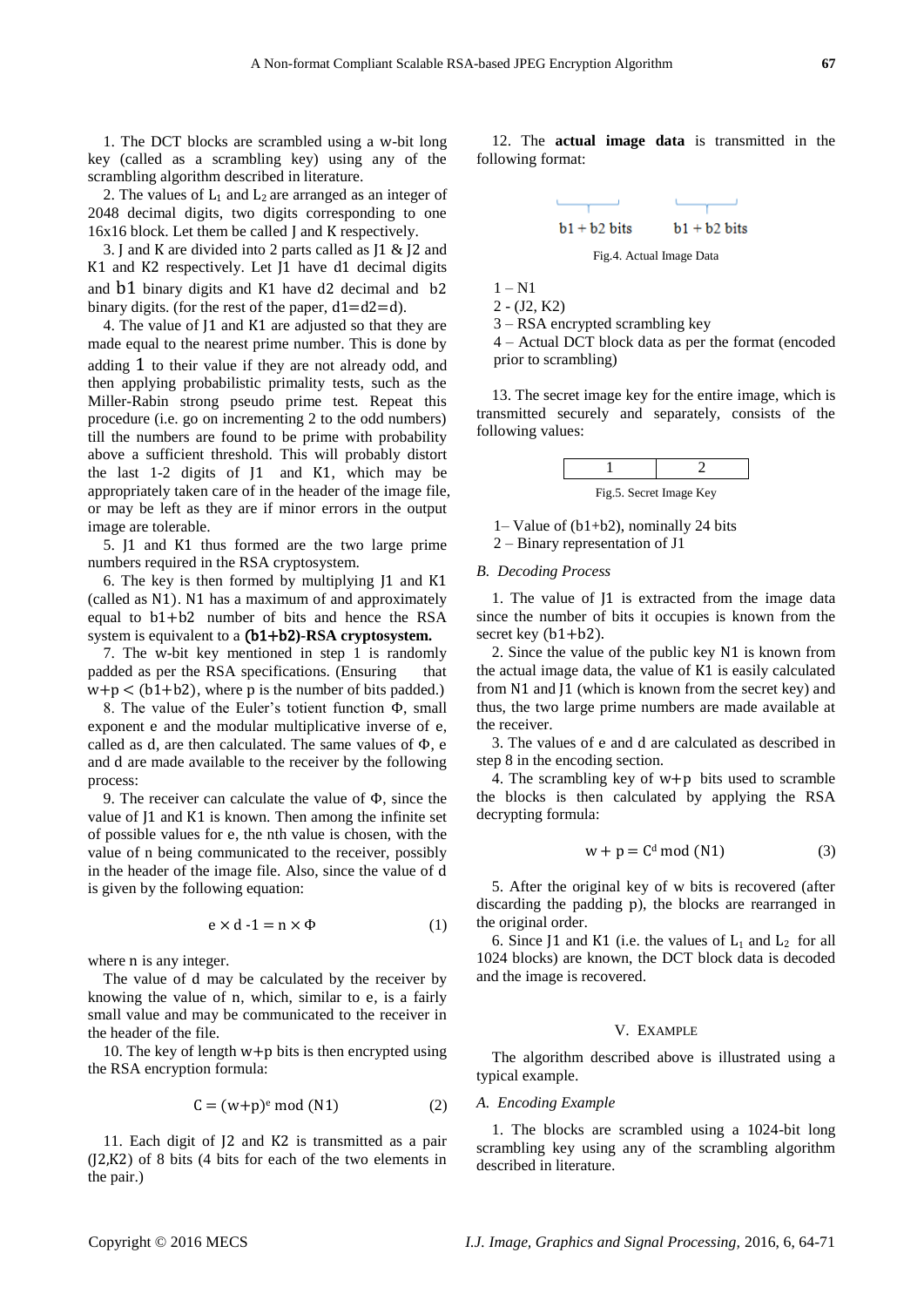1. The DCT blocks are scrambled using a w-bit long key (called as a scrambling key) using any of the scrambling algorithm described in literature.

2. The values of $L_1$ and $L_2$ are arranged as an integer of 2048 decimal digits, two digits corresponding to one 16x16 block. Let them be called J and K respectively.

3. J and K are divided into 2 parts called as J1 & J2 and K1 and K2 respectively. Let J1 have d1 decimal digits and b1 binary digits and K1 have d2 decimal and b2 binary digits. (for the rest of the paper, d1=d2=d).

4. The value of J1 and K1 are adjusted so that they are made equal to the nearest prime number. This is done by adding 1 to their value if they are not already odd, and then applying probabilistic primality tests, such as the Miller-Rabin strong pseudo prime test. Repeat this procedure (i.e. go on incrementing 2 to the odd numbers) till the numbers are found to be prime with probability above a sufficient threshold. This will probably distort the last 1-2 digits of J1 and K1, which may be appropriately taken care of in the header of the image file, or may be left as they are if minor errors in the output image are tolerable.

5. J1 and K1 thus formed are the two large prime numbers required in the RSA cryptosystem.

6. The key is then formed by multiplying J1 and K1 (called as N1). N1 has a maximum of and approximately equal to b1+b2 number of bits and hence the RSA system is equivalent to a **(b1+b2)-RSA cryptosystem.**

7. The w-bit key mentioned in step 1 is randomly padded as per the RSA specifications. (Ensuring that w+p < (b1+b2), where p is the number of bits padded.)

8. The value of the Euler's totient function Φ, small exponent e and the modular multiplicative inverse of e, called as d, are then calculated. The same values of Φ, e and d are made available to the receiver by the following process:

9. The receiver can calculate the value of Φ, since the value of J1 and K1 is known. Then among the infinite set of possible values for e, the nth value is chosen, with the value of n being communicated to the receiver, possibly in the header of the image file. Also, since the value of d is given by the following equation:

$$e \times d - 1 = n \times \Phi \tag{1}$$

where n is any integer.

The value of d may be calculated by the receiver by knowing the value of n, which, similar to e, is a fairly small value and may be communicated to the receiver in the header of the file.

10. The key of length w+p bits is then encrypted using the RSA encryption formula:

$$C = (w+p)^e \bmod (N1) \tag{2}$$

11. Each digit of J2 and K2 is transmitted as a pair (J2,K2) of 8 bits (4 bits for each of the two elements in the pair.)

12. The **actual image data** is transmitted in the following format:

| b1 + b2 bits | b1 + b2 bits |
|---|---|

Fig.4. Actual Image Data

1 – N1
2 - (J2, K2)
3 – RSA encrypted scrambling key
4 – Actual DCT block data as per the format (encoded prior to scrambling)

13. The secret image key for the entire image, which is transmitted securely and separately, consists of the following values:

| 1 | 2 |
|---|---|

Fig.5. Secret Image Key

1– Value of (b1+b2), nominally 24 bits
2 – Binary representation of J1

### *B. Decoding Process*

1. The value of J1 is extracted from the image data since the number of bits it occupies is known from the secret key (b1+b2).

2. Since the value of the public key N1 is known from the actual image data, the value of K1 is easily calculated from N1 and J1 (which is known from the secret key) and thus, the two large prime numbers are made available at the receiver.

3. The values of e and d are calculated as described in step 8 in the encoding section.

4. The scrambling key of w+p bits used to scramble the blocks is then calculated by applying the RSA decrypting formula:

$$w + p = C^d \bmod (N1) \tag{3}$$

5. After the original key of w bits is recovered (after discarding the padding p), the blocks are rearranged in the original order.

6. Since J1 and K1 (i.e. the values of $L_1$ and $L_2$ for all 1024 blocks) are known, the DCT block data is decoded and the image is recovered.

## V. Example

The algorithm described above is illustrated using a typical example.

### *A. Encoding Example*

1. The blocks are scrambled using a 1024-bit long scrambling key using any of the scrambling algorithm described in literature.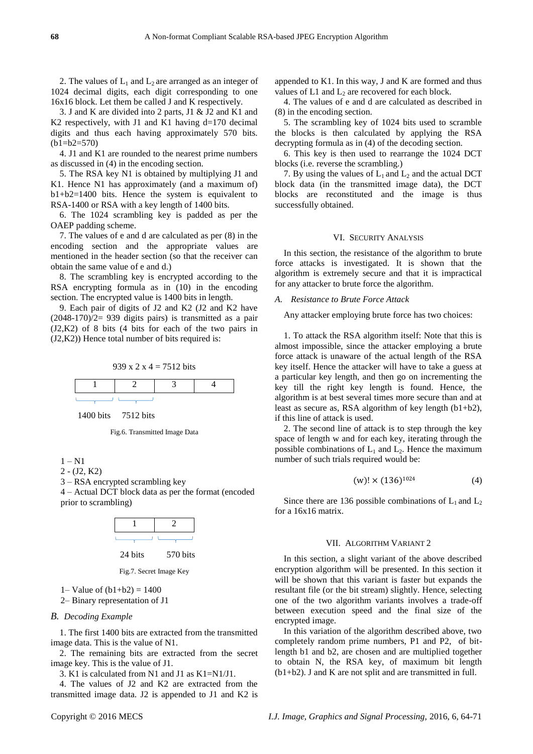2. The values of $L_1$ and $L_2$ are arranged as an integer of 1024 decimal digits, each digit corresponding to one 16x16 block. Let them be called J and K respectively.

3. J and K are divided into 2 parts, J1 & J2 and K1 and K2 respectively, with J1 and K1 having d=170 decimal digits and thus each having approximately 570 bits. (b1=b2=570)

4. J1 and K1 are rounded to the nearest prime numbers as discussed in (4) in the encoding section.

5. The RSA key N1 is obtained by multiplying J1 and K1. Hence N1 has approximately (and a maximum of) b1+b2=1400 bits. Hence the system is equivalent to RSA-1400 or RSA with a key length of 1400 bits.

6. The 1024 scrambling key is padded as per the OAEP padding scheme.

7. The values of e and d are calculated as per (8) in the encoding section and the appropriate values are mentioned in the header section (so that the receiver can obtain the same value of e and d.)

8. The scrambling key is encrypted according to the RSA encrypting formula as in (10) in the encoding section. The encrypted value is 1400 bits in length.

9. Each pair of digits of J2 and K2 (J2 and K2 have (2048-170)/2= 939 digits pairs) is transmitted as a pair (J2,K2) of 8 bits (4 bits for each of the two pairs in (J2,K2)) Hence total number of bits required is:

$$939 \times 2 \times 4 = 7512 \text{ bits}$$

| 1 | 2 | 3 | 4 |
|---|---|---|---|
| 1400 bits | 7512 bits | | |

Fig.6. Transmitted Image Data

1 – N1

2 - (J2, K2)

3 – RSA encrypted scrambling key

4 – Actual DCT block data as per the format (encoded prior to scrambling)

| 1 | 2 |
|---|---|
| 24 bits | 570 bits |

Fig.7. Secret Image Key

1– Value of (b1+b2) = 1400

2– Binary representation of J1

### B. Decoding Example

1. The first 1400 bits are extracted from the transmitted image data. This is the value of N1.

2. The remaining bits are extracted from the secret image key. This is the value of J1.

3. K1 is calculated from N1 and J1 as K1=N1/J1.

4. The values of J2 and K2 are extracted from the transmitted image data. J2 is appended to J1 and K2 is appended to K1. In this way, J and K are formed and thus values of L1 and $L_2$ are recovered for each block.

4. The values of e and d are calculated as described in (8) in the encoding section.

5. The scrambling key of 1024 bits used to scramble the blocks is then calculated by applying the RSA decrypting formula as in (4) of the decoding section.

6. This key is then used to rearrange the 1024 DCT blocks (i.e. reverse the scrambling.)

7. By using the values of $L_1$ and $L_2$ and the actual DCT block data (in the transmitted image data), the DCT blocks are reconstituted and the image is thus successfully obtained.

## VI. Security Analysis

In this section, the resistance of the algorithm to brute force attacks is investigated. It is shown that the algorithm is extremely secure and that it is impractical for any attacker to brute force the algorithm.

### A. Resistance to Brute Force Attack

Any attacker employing brute force has two choices:

1. To attack the RSA algorithm itself: Note that this is almost impossible, since the attacker employing a brute force attack is unaware of the actual length of the RSA key itself. Hence the attacker will have to take a guess at a particular key length, and then go on incrementing the key till the right key length is found. Hence, the algorithm is at best several times more secure than and at least as secure as, RSA algorithm of key length (b1+b2), if this line of attack is used.

2. The second line of attack is to step through the key space of length w and for each key, iterating through the possible combinations of $L_1$ and $L_2$. Hence the maximum number of such trials required would be:

$$(w)! \times (136)^{1024} \tag{4}$$

Since there are 136 possible combinations of $L_1$ and $L_2$ for a 16x16 matrix.

## VII. Algorithm Variant 2

In this section, a slight variant of the above described encryption algorithm will be presented. In this section it will be shown that this variant is faster but expands the resultant file (or the bit stream) slightly. Hence, selecting one of the two algorithm variants involves a trade-off between execution speed and the final size of the encrypted image.

In this variation of the algorithm described above, two completely random prime numbers, P1 and P2, of bit-length b1 and b2, are chosen and are multiplied together to obtain N, the RSA key, of maximum bit length (b1+b2). J and K are not split and are transmitted in full.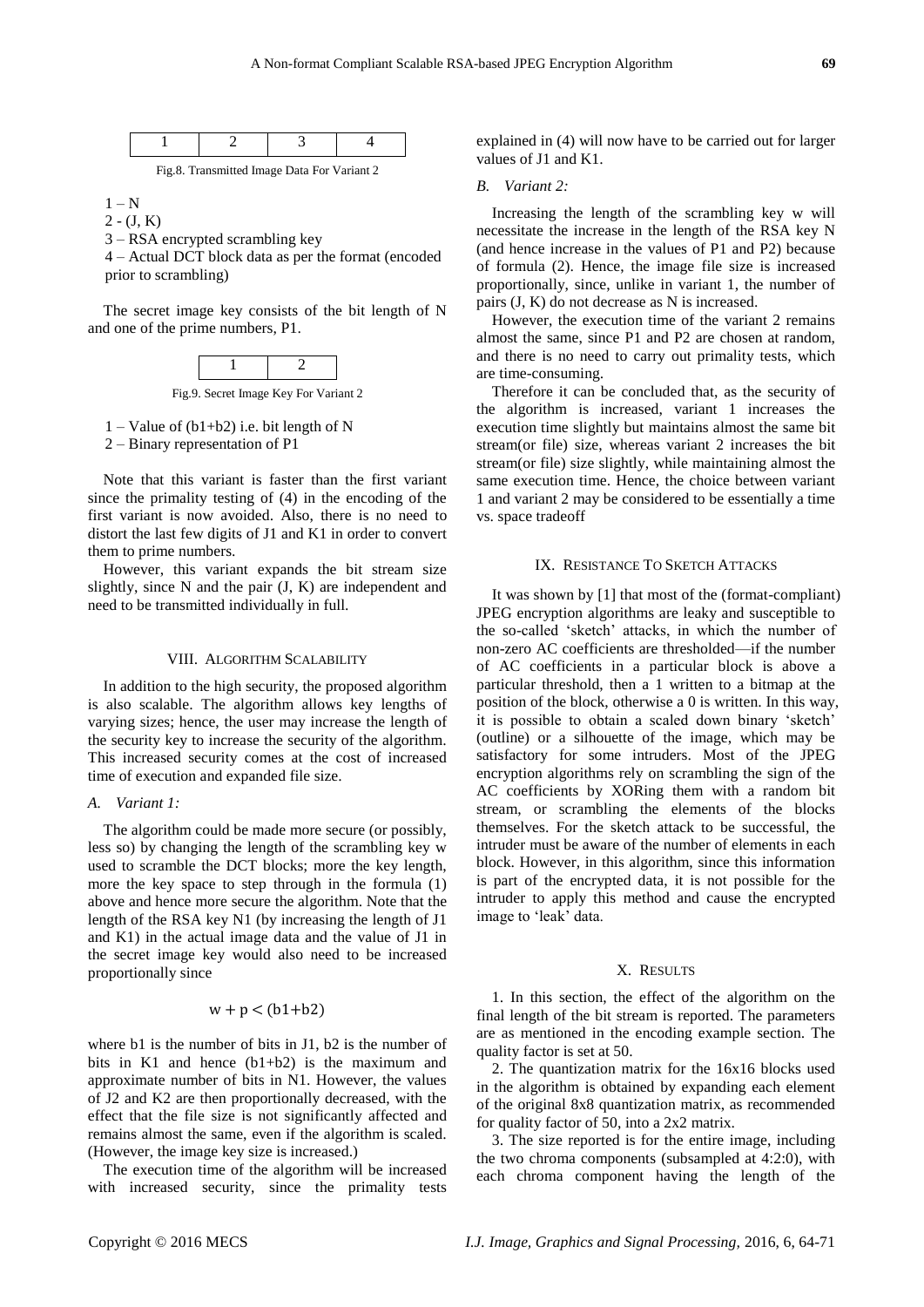| 1 | 2 | 3 | 4 |
|---|---|---|---|

Fig.8. Transmitted Image Data For Variant 2

1 – N
2 - (J, K)
3 – RSA encrypted scrambling key
4 – Actual DCT block data as per the format (encoded prior to scrambling)

The secret image key consists of the bit length of N and one of the prime numbers, P1.

| 1 | 2 |
|---|---|

Fig.9. Secret Image Key For Variant 2

1 – Value of (b1+b2) i.e. bit length of N
2 – Binary representation of P1

Note that this variant is faster than the first variant since the primality testing of (4) in the encoding of the first variant is now avoided. Also, there is no need to distort the last few digits of J1 and K1 in order to convert them to prime numbers.

However, this variant expands the bit stream size slightly, since N and the pair (J, K) are independent and need to be transmitted individually in full.

## VIII. Algorithm Scalability

In addition to the high security, the proposed algorithm is also scalable. The algorithm allows key lengths of varying sizes; hence, the user may increase the length of the security key to increase the security of the algorithm. This increased security comes at the cost of increased time of execution and expanded file size.

### A. Variant 1:

The algorithm could be made more secure (or possibly, less so) by changing the length of the scrambling key w used to scramble the DCT blocks; more the key length, more the key space to step through in the formula (1) above and hence more secure the algorithm. Note that the length of the RSA key N1 (by increasing the length of J1 and K1) in the actual image data and the value of J1 in the secret image key would also need to be increased proportionally since

$$w + p < (b1 + b2)$$

where b1 is the number of bits in J1, b2 is the number of bits in K1 and hence (b1+b2) is the maximum and approximate number of bits in N1. However, the values of J2 and K2 are then proportionally decreased, with the effect that the file size is not significantly affected and remains almost the same, even if the algorithm is scaled. (However, the image key size is increased.)

The execution time of the algorithm will be increased with increased security, since the primality tests explained in (4) will now have to be carried out for larger values of J1 and K1.

### B. Variant 2:

Increasing the length of the scrambling key w will necessitate the increase in the length of the RSA key N (and hence increase in the values of P1 and P2) because of formula (2). Hence, the image file size is increased proportionally, since, unlike in variant 1, the number of pairs (J, K) do not decrease as N is increased.

However, the execution time of the variant 2 remains almost the same, since P1 and P2 are chosen at random, and there is no need to carry out primality tests, which are time-consuming.

Therefore it can be concluded that, as the security of the algorithm is increased, variant 1 increases the execution time slightly but maintains almost the same bit stream(or file) size, whereas variant 2 increases the bit stream(or file) size slightly, while maintaining almost the same execution time. Hence, the choice between variant 1 and variant 2 may be considered to be essentially a time vs. space tradeoff

## IX. Resistance To Sketch Attacks

It was shown by [1] that most of the (format-compliant) JPEG encryption algorithms are leaky and susceptible to the so-called 'sketch' attacks, in which the number of non-zero AC coefficients are thresholded—if the number of AC coefficients in a particular block is above a particular threshold, then a 1 written to a bitmap at the position of the block, otherwise a 0 is written. In this way, it is possible to obtain a scaled down binary 'sketch' (outline) or a silhouette of the image, which may be satisfactory for some intruders. Most of the JPEG encryption algorithms rely on scrambling the sign of the AC coefficients by XORing them with a random bit stream, or scrambling the elements of the blocks themselves. For the sketch attack to be successful, the intruder must be aware of the number of elements in each block. However, in this algorithm, since this information is part of the encrypted data, it is not possible for the intruder to apply this method and cause the encrypted image to 'leak' data.

## X. Results

1. In this section, the effect of the algorithm on the final length of the bit stream is reported. The parameters are as mentioned in the encoding example section. The quality factor is set at 50.

2. The quantization matrix for the 16x16 blocks used in the algorithm is obtained by expanding each element of the original 8x8 quantization matrix, as recommended for quality factor of 50, into a 2x2 matrix.

3. The size reported is for the entire image, including the two chroma components (subsampled at 4:2:0), with each chroma component having the length of the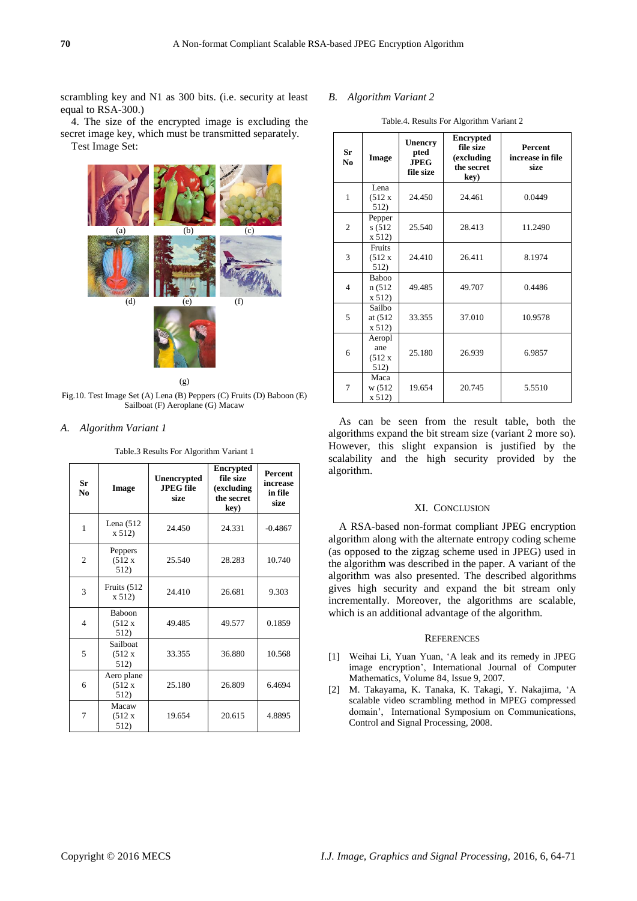scrambling key and N1 as 300 bits. (i.e. security at least equal to RSA-300.)

4. The size of the encrypted image is excluding the secret image key, which must be transmitted separately.

Test Image Set:

(a) (b) (c) (d) (e) (f) (g)

Fig.10. Test Image Set (A) Lena (B) Peppers (C) Fruits (D) Baboon (E) Sailboat (F) Aeroplane (G) Macaw

### A. Algorithm Variant 1

Table.3 Results For Algorithm Variant 1

| Sr No | Image | Unencrypted JPEG file size | Encrypted file size (excluding the secret key) | Percent increase in file size |
|---|---|---|---|---|
| 1 | Lena (512 x 512) | 24.450 | 24.331 | -0.4867 |
| 2 | Peppers (512 x 512) | 25.540 | 28.283 | 10.740 |
| 3 | Fruits (512 x 512) | 24.410 | 26.681 | 9.303 |
| 4 | Baboon (512 x 512) | 49.485 | 49.577 | 0.1859 |
| 5 | Sailboat (512 x 512) | 33.355 | 36.880 | 10.568 |
| 6 | Aero plane (512 x 512) | 25.180 | 26.809 | 6.4694 |
| 7 | Macaw (512 x 512) | 19.654 | 20.615 | 4.8895 |

### B. Algorithm Variant 2

Table.4. Results For Algorithm Variant 2

| Sr No | Image | Unencrypted JPEG file size | Encrypted file size (excluding the secret key) | Percent increase in file size |
|---|---|---|---|---|
| 1 | Lena (512 x 512) | 24.450 | 24.461 | 0.0449 |
| 2 | Peppers (512 x 512) | 25.540 | 28.413 | 11.2490 |
| 3 | Fruits (512 x 512) | 24.410 | 26.411 | 8.1974 |
| 4 | Baboon (512 x 512) | 49.485 | 49.707 | 0.4486 |
| 5 | Sailboat (512 x 512) | 33.355 | 37.010 | 10.9578 |
| 6 | Aeroplane (512 x 512) | 25.180 | 26.939 | 6.9857 |
| 7 | Macaw (512 x 512) | 19.654 | 20.745 | 5.5510 |

As can be seen from the result table, both the algorithms expand the bit stream size (variant 2 more so). However, this slight expansion is justified by the scalability and the high security provided by the algorithm.

## XI. Conclusion

A RSA-based non-format compliant JPEG encryption algorithm along with the alternate entropy coding scheme (as opposed to the zigzag scheme used in JPEG) used in the algorithm was described in the paper. A variant of the algorithm was also presented. The described algorithms gives high security and expand the bit stream only incrementally. Moreover, the algorithms are scalable, which is an additional advantage of the algorithm.

## References

[1] Weihai Li, Yuan Yuan, 'A leak and its remedy in JPEG image encryption', International Journal of Computer Mathematics, Volume 84, Issue 9, 2007.

[2] M. Takayama, K. Tanaka, K. Takagi, Y. Nakajima, 'A scalable video scrambling method in MPEG compressed domain', International Symposium on Communications, Control and Signal Processing, 2008.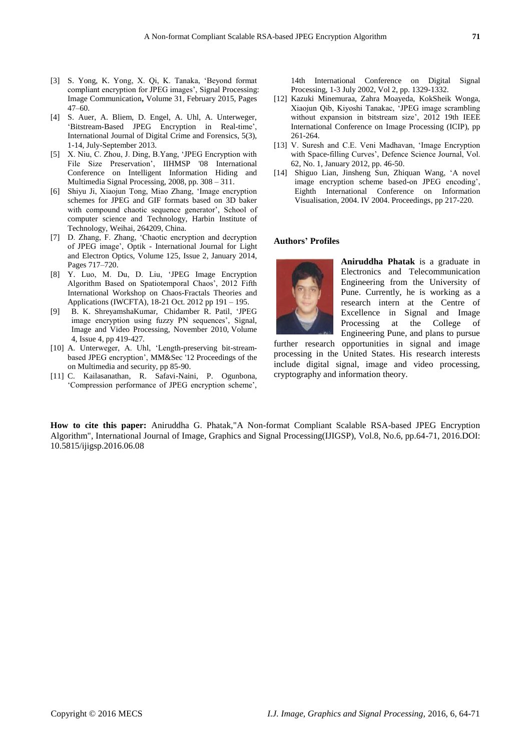[3] S. Yong, K. Yong, X. Qi, K. Tanaka, 'Beyond format compliant encryption for JPEG images', Signal Processing: Image Communication**,** Volume 31, February 2015, Pages 47–60.

[4] S. Auer, A. Bliem, D. Engel, A. Uhl, A. Unterweger, 'Bitstream-Based JPEG Encryption in Real-time', International Journal of Digital Crime and Forensics, 5(3), 1-14, July-September 2013.

[5] X. Niu, C. Zhou, J. Ding, B.Yang, 'JPEG Encryption with File Size Preservation', IIHMSP '08 International Conference on Intelligent Information Hiding and Multimedia Signal Processing, 2008, pp. 308 – 311.

[6] Shiyu Ji, Xiaojun Tong, Miao Zhang, 'Image encryption schemes for JPEG and GIF formats based on 3D baker with compound chaotic sequence generator', School of computer science and Technology, Harbin Institute of Technology, Weihai, 264209, China.

[7] D. Zhang, F. Zhang, 'Chaotic encryption and decryption of JPEG image', Optik - International Journal for Light and Electron Optics, Volume 125, Issue 2, January 2014, Pages 717–720.

[8] Y. Luo, M. Du, D. Liu, 'JPEG Image Encryption Algorithm Based on Spatiotemporal Chaos', 2012 Fifth International Workshop on Chaos-Fractals Theories and Applications (IWCFTA), 18-21 Oct. 2012 pp 191 – 195.

[9] B. K. ShreyamshaKumar, Chidamber R. Patil, 'JPEG image encryption using fuzzy PN sequences', Signal, Image and Video Processing, November 2010, Volume 4, Issue 4, pp 419-427.

[10] A. Unterweger, A. Uhl, 'Length-preserving bit-stream-based JPEG encryption', MM&Sec '12 Proceedings of the on Multimedia and security, pp 85-90.

[11] C. Kailasanathan, R. Safavi-Naini, P. Ogunbona, 'Compression performance of JPEG encryption scheme', 14th International Conference on Digital Signal Processing, 1-3 July 2002, Vol 2, pp. 1329-1332.

[12] Kazuki Minemuraa, Zahra Moayeda, KokSheik Wonga, Xiaojun Qib, Kiyoshi Tanakac, 'JPEG image scrambling without expansion in bitstream size', 2012 19th IEEE International Conference on Image Processing (ICIP), pp 261-264.

[13] V. Suresh and C.E. Veni Madhavan, 'Image Encryption with Space-filling Curves', Defence Science Journal, Vol. 62, No. 1, January 2012, pp. 46-50.

[14] Shiguo Lian, Jinsheng Sun, Zhiquan Wang, 'A novel image encryption scheme based-on JPEG encoding', Eighth International Conference on Information Visualisation, 2004. IV 2004. Proceedings, pp 217-220.

### Authors' Profiles

**Aniruddha Phatak** is a graduate in Electronics and Telecommunication Engineering from the University of Pune. Currently, he is working as a research intern at the Centre of Excellence in Signal and Image Processing at the College of Engineering Pune, and plans to pursue further research opportunities in signal and image processing in the United States. His research interests include digital signal, image and video processing, cryptography and information theory.

**How to cite this paper:** Aniruddha G. Phatak,"A Non-format Compliant Scalable RSA-based JPEG Encryption Algorithm", International Journal of Image, Graphics and Signal Processing(IJIGSP), Vol.8, No.6, pp.64-71, 2016.DOI: 10.5815/ijigsp.2016.06.08